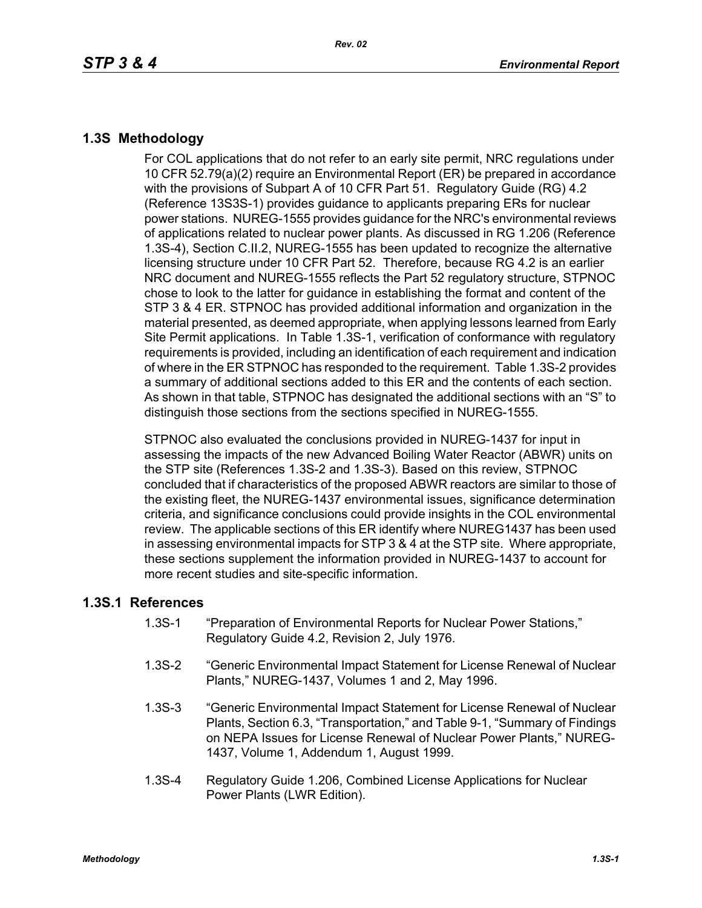## 1.3S Methodology

For COL applications that do not refer to an early site permit, NRC regulations under 10 CFR 52.79(a)(2) require an Environmental Report (ER) be prepared in accordance with the provisions of Subpart A of 10 CFR Part 51. Regulatory Guide (RG) 4.2 (Reference 13S3S-1) provides guidance to applicants preparing ERs for nuclear power stations. NUREG-1555 provides guidance for the NRC's environmental reviews of applications related to nuclear power plants. As discussed in RG 1.206 (Reference 1.3S-4), Section C.II.2, NUREG-1555 has been updated to recognize the alternative licensing structure under 10 CFR Part 52. Therefore, because RG 4.2 is an earlier NRC document and NUREG-1555 reflects the Part 52 regulatory structure, STPNOC chose to look to the latter for guidance in establishing the format and content of the STP 3 & 4 ER. STPNOC has provided additional information and organization in the material presented, as deemed appropriate, when applying lessons learned from Early Site Permit applications. In Table 1.3S-1, verification of conformance with regulatory requirements is provided, including an identification of each requirement and indication of where in the ER STPNOC has responded to the requirement. Table 1.3S-2 provides a summary of additional sections added to this ER and the contents of each section. As shown in that table, STPNOC has designated the additional sections with an "S" to distinguish those sections from the sections specified in NUREG-1555.

STPNOC also evaluated the conclusions provided in NUREG-1437 for input in assessing the impacts of the new Advanced Boiling Water Reactor (ABWR) units on the STP site (References 1.3S-2 and 1.3S-3). Based on this review, STPNOC concluded that if characteristics of the proposed ABWR reactors are similar to those of the existing fleet, the NUREG-1437 environmental issues, significance determination criteria, and significance conclusions could provide insights in the COL environmental review. The applicable sections of this ER identify where NUREG1437 has been used in assessing environmental impacts for STP 3 & 4 at the STP site. Where appropriate, these sections supplement the information provided in NUREG-1437 to account for more recent studies and site-specific information.

### 1.3S.1 References

1.3S-1 "Preparation of Environmental Reports for Nuclear Power Stations," Regulatory Guide 4.2, Revision 2, July 1976.

1.3S-2 "Generic Environmental Impact Statement for License Renewal of Nuclear Plants," NUREG-1437, Volumes 1 and 2, May 1996.

1.3S-3 "Generic Environmental Impact Statement for License Renewal of Nuclear Plants, Section 6.3, "Transportation," and Table 9-1, "Summary of Findings on NEPA Issues for License Renewal of Nuclear Power Plants," NUREG-1437, Volume 1, Addendum 1, August 1999.

1.3S-4 Regulatory Guide 1.206, Combined License Applications for Nuclear Power Plants (LWR Edition).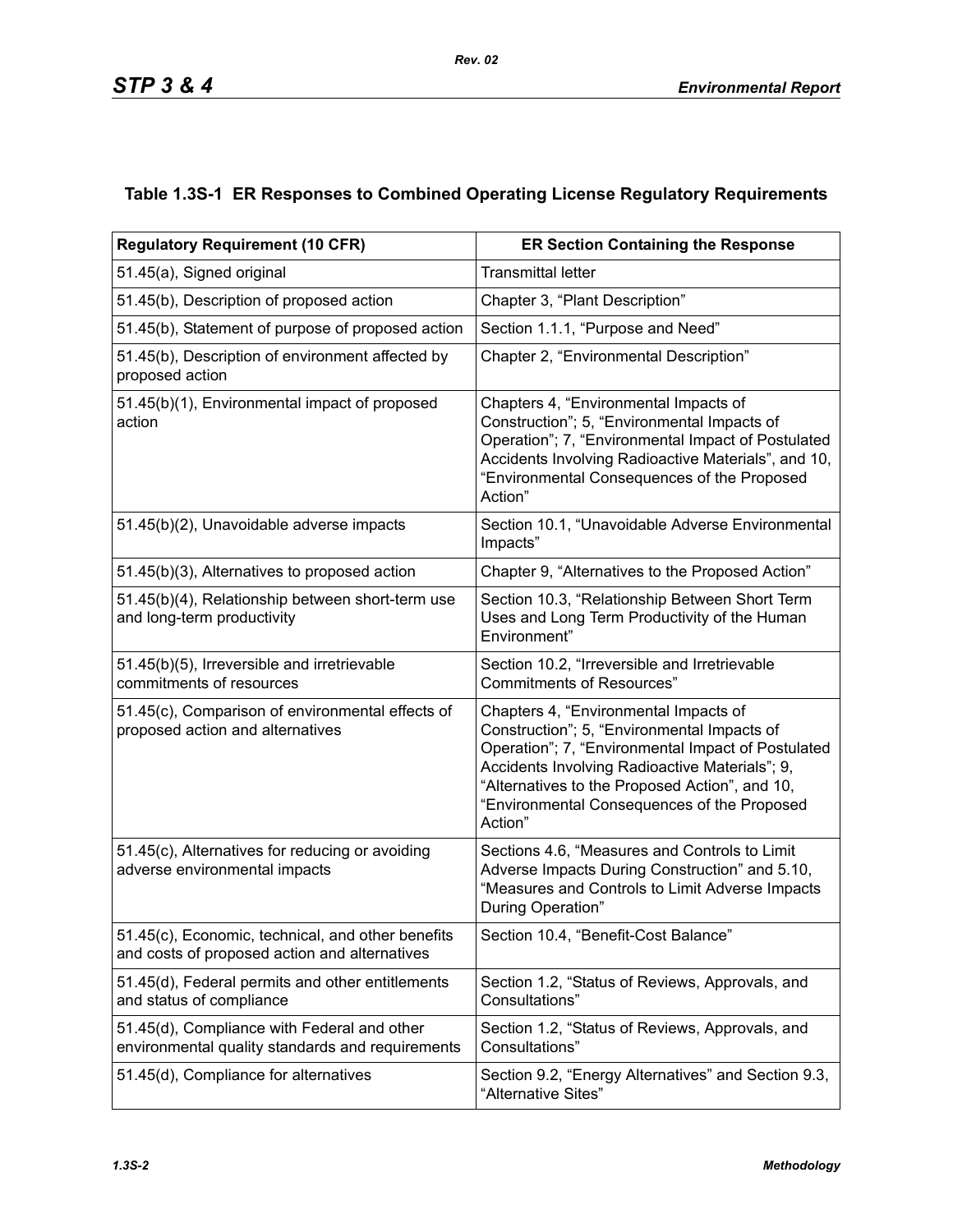### Table 1.3S-1 ER Responses to Combined Operating License Regulatory Requirements

| Regulatory Requirement (10 CFR) | ER Section Containing the Response |
|---|---|
| 51.45(a), Signed original | Transmittal letter |
| 51.45(b), Description of proposed action | Chapter 3, “Plant Description” |
| 51.45(b), Statement of purpose of proposed action | Section 1.1.1, “Purpose and Need” |
| 51.45(b), Description of environment affected by proposed action | Chapter 2, “Environmental Description” |
| 51.45(b)(1), Environmental impact of proposed action | Chapters 4, “Environmental Impacts of Construction”; 5, “Environmental Impacts of Operation”; 7, “Environmental Impact of Postulated Accidents Involving Radioactive Materials”, and 10, “Environmental Consequences of the Proposed Action” |
| 51.45(b)(2), Unavoidable adverse impacts | Section 10.1, “Unavoidable Adverse Environmental Impacts” |
| 51.45(b)(3), Alternatives to proposed action | Chapter 9, “Alternatives to the Proposed Action” |
| 51.45(b)(4), Relationship between short-term use and long-term productivity | Section 10.3, “Relationship Between Short Term Uses and Long Term Productivity of the Human Environment” |
| 51.45(b)(5), Irreversible and irretrievable commitments of resources | Section 10.2, “Irreversible and Irretrievable Commitments of Resources” |
| 51.45(c), Comparison of environmental effects of proposed action and alternatives | Chapters 4, “Environmental Impacts of Construction”; 5, “Environmental Impacts of Operation”; 7, “Environmental Impact of Postulated Accidents Involving Radioactive Materials”; 9, “Alternatives to the Proposed Action”, and 10, “Environmental Consequences of the Proposed Action” |
| 51.45(c), Alternatives for reducing or avoiding adverse environmental impacts | Sections 4.6, “Measures and Controls to Limit Adverse Impacts During Construction” and 5.10, “Measures and Controls to Limit Adverse Impacts During Operation” |
| 51.45(c), Economic, technical, and other benefits and costs of proposed action and alternatives | Section 10.4, “Benefit-Cost Balance” |
| 51.45(d), Federal permits and other entitlements and status of compliance | Section 1.2, “Status of Reviews, Approvals, and Consultations” |
| 51.45(d), Compliance with Federal and other environmental quality standards and requirements | Section 1.2, “Status of Reviews, Approvals, and Consultations” |
| 51.45(d), Compliance for alternatives | Section 9.2, “Energy Alternatives” and Section 9.3, “Alternative Sites” |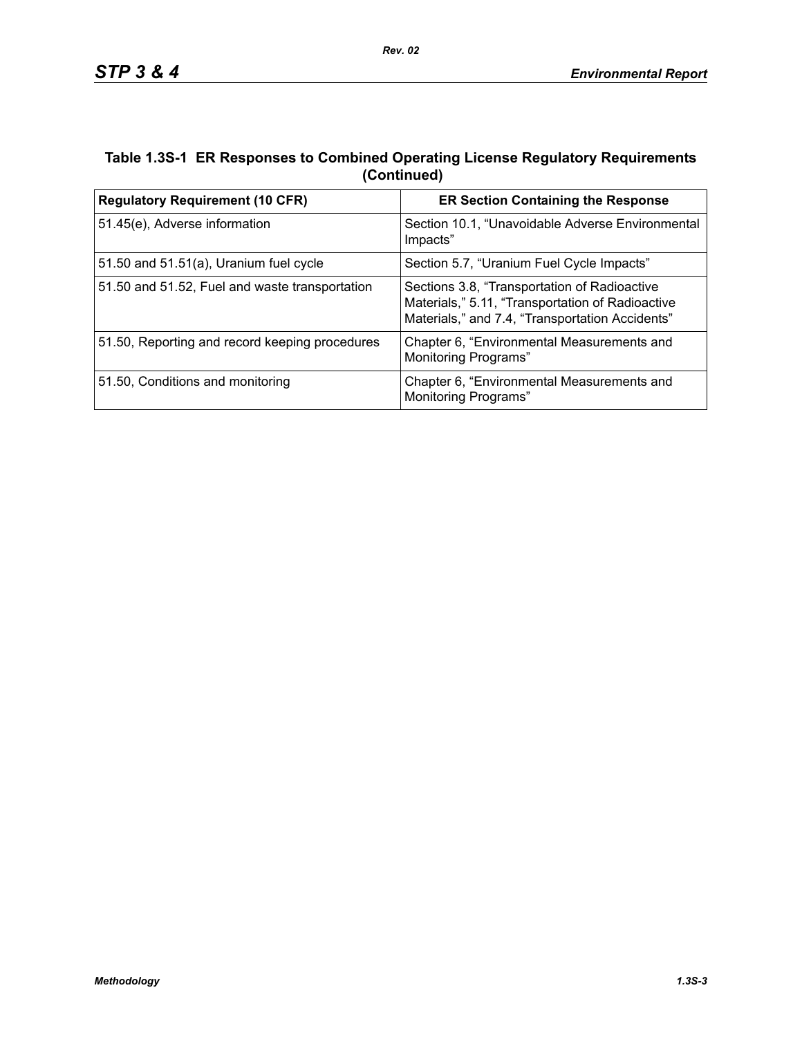## Table 1.3S-1 ER Responses to Combined Operating License Regulatory Requirements (Continued)

| Regulatory Requirement (10 CFR) | ER Section Containing the Response |
|---|---|
| 51.45(e), Adverse information | Section 10.1, “Unavoidable Adverse Environmental Impacts” |
| 51.50 and 51.51(a), Uranium fuel cycle | Section 5.7, “Uranium Fuel Cycle Impacts” |
| 51.50 and 51.52, Fuel and waste transportation | Sections 3.8, “Transportation of Radioactive Materials,” 5.11, “Transportation of Radioactive Materials,” and 7.4, “Transportation Accidents” |
| 51.50, Reporting and record keeping procedures | Chapter 6, “Environmental Measurements and Monitoring Programs” |
| 51.50, Conditions and monitoring | Chapter 6, “Environmental Measurements and Monitoring Programs” |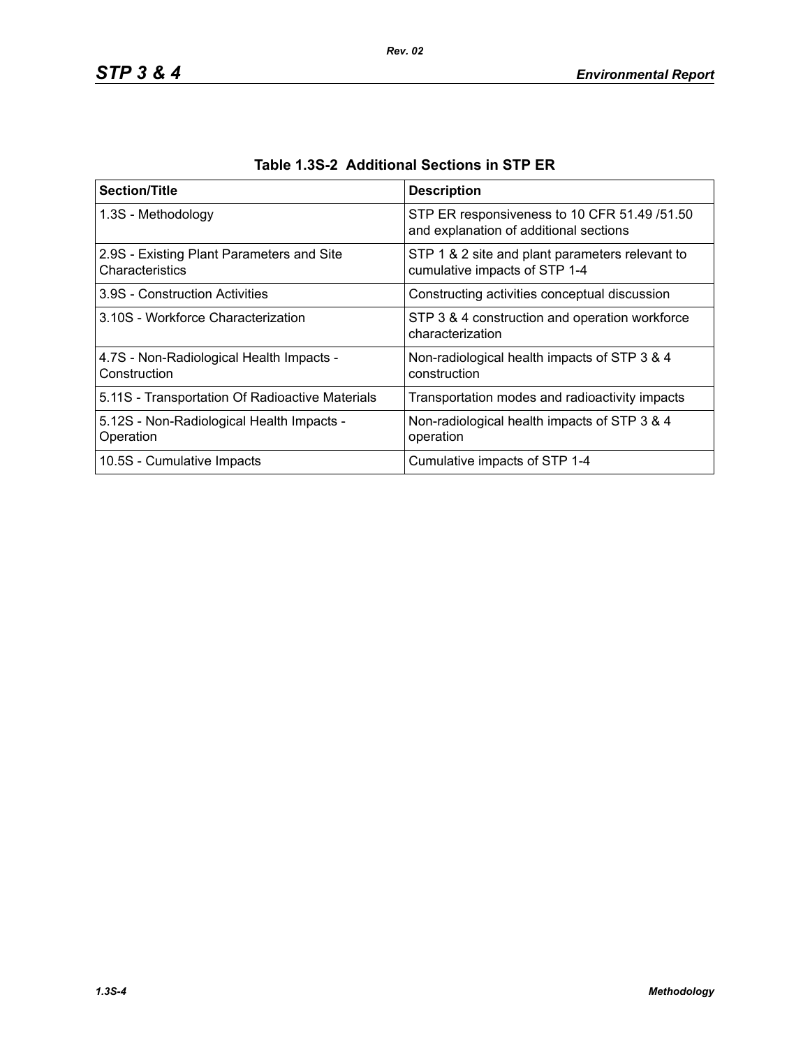**Table 1.3S-2 Additional Sections in STP ER**

| Section/Title | Description |
|---|---|
| 1.3S - Methodology | STP ER responsiveness to 10 CFR 51.49 /51.50 and explanation of additional sections |
| 2.9S - Existing Plant Parameters and Site Characteristics | STP 1 & 2 site and plant parameters relevant to cumulative impacts of STP 1-4 |
| 3.9S - Construction Activities | Constructing activities conceptual discussion |
| 3.10S - Workforce Characterization | STP 3 & 4 construction and operation workforce characterization |
| 4.7S - Non-Radiological Health Impacts - Construction | Non-radiological health impacts of STP 3 & 4 construction |
| 5.11S - Transportation Of Radioactive Materials | Transportation modes and radioactivity impacts |
| 5.12S - Non-Radiological Health Impacts - Operation | Non-radiological health impacts of STP 3 & 4 operation |
| 10.5S - Cumulative Impacts | Cumulative impacts of STP 1-4 |